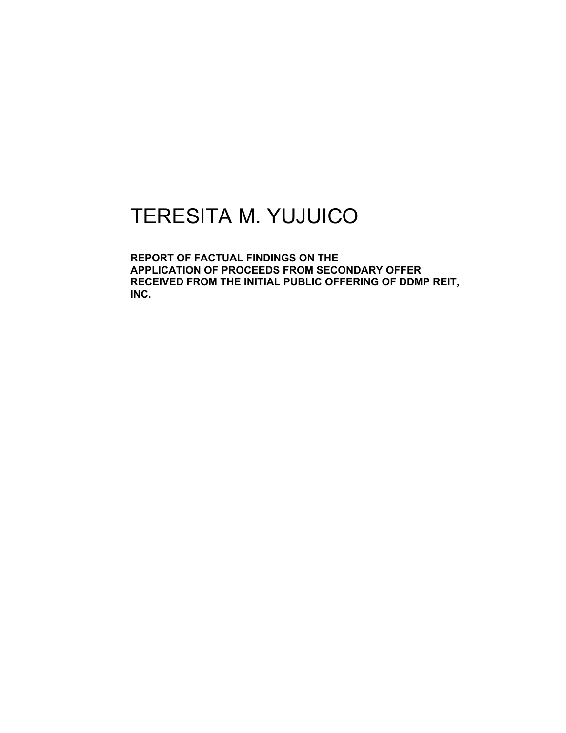# TERESITA M. YUJUICO

**REPORT OF FACTUAL FINDINGS ON THE APPLICATION OF PROCEEDS FROM SECONDARY OFFER RECEIVED FROM THE INITIAL PUBLIC OFFERING OF DDMP REIT, INC.**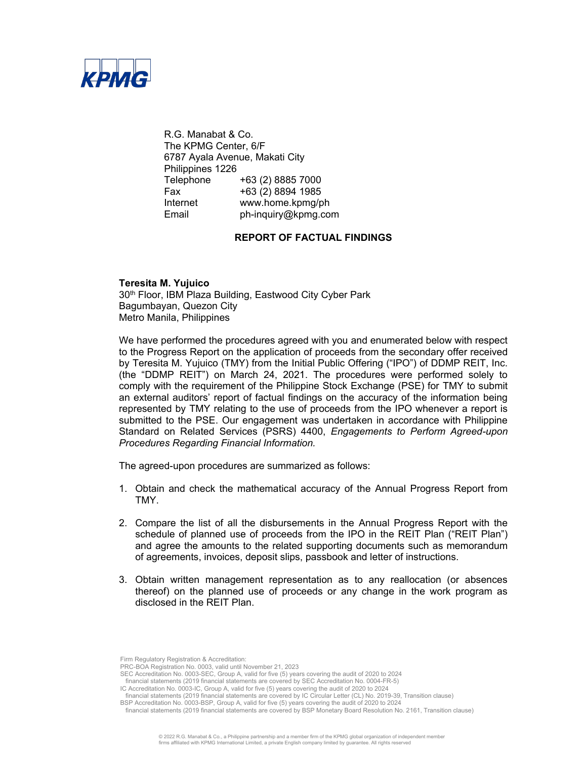KPMG

R.G. Manabat & Co.
The KPMG Center, 6/F
6787 Ayala Avenue, Makati City
Philippines 1226

| | |
|---|---|
| Telephone | +63 (2) 8885 7000 |
| Fax | +63 (2) 8894 1985 |
| Internet | www.home.kpmg/ph |
| Email | ph-inquiry@kpmg.com |

## REPORT OF FACTUAL FINDINGS

**Teresita M. Yujuico**
30th Floor, IBM Plaza Building, Eastwood City Cyber Park
Bagumbayan, Quezon City
Metro Manila, Philippines

We have performed the procedures agreed with you and enumerated below with respect to the Progress Report on the application of proceeds from the secondary offer received by Teresita M. Yujuico (TMY) from the Initial Public Offering ("IPO") of DDMP REIT, Inc. (the "DDMP REIT") on March 24, 2021. The procedures were performed solely to comply with the requirement of the Philippine Stock Exchange (PSE) for TMY to submit an external auditors' report of factual findings on the accuracy of the information being represented by TMY relating to the use of proceeds from the IPO whenever a report is submitted to the PSE. Our engagement was undertaken in accordance with Philippine Standard on Related Services (PSRS) 4400, *Engagements to Perform Agreed-upon Procedures Regarding Financial Information.*

The agreed-upon procedures are summarized as follows:

1. Obtain and check the mathematical accuracy of the Annual Progress Report from TMY.

2. Compare the list of all the disbursements in the Annual Progress Report with the schedule of planned use of proceeds from the IPO in the REIT Plan ("REIT Plan") and agree the amounts to the related supporting documents such as memorandum of agreements, invoices, deposit slips, passbook and letter of instructions.

3. Obtain written management representation as to any reallocation (or absences thereof) on the planned use of proceeds or any change in the work program as disclosed in the REIT Plan.

Firm Regulatory Registration & Accreditation:
PRC-BOA Registration No. 0003, valid until November 21, 2023
SEC Accreditation No. 0003-SEC, Group A, valid for five (5) years covering the audit of 2020 to 2024 financial statements (2019 financial statements are covered by SEC Accreditation No. 0004-FR-5)
IC Accreditation No. 0003-IC, Group A, valid for five (5) years covering the audit of 2020 to 2024 financial statements (2019 financial statements are covered by IC Circular Letter (CL) No. 2019-39, Transition clause)
BSP Accreditation No. 0003-BSP, Group A, valid for five (5) years covering the audit of 2020 to 2024 financial statements (2019 financial statements are covered by BSP Monetary Board Resolution No. 2161, Transition clause)

© 2022 R.G. Manabat & Co., a Philippine partnership and a member firm of the KPMG global organization of independent member firms affiliated with KPMG International Limited, a private English company limited by guarantee. All rights reserved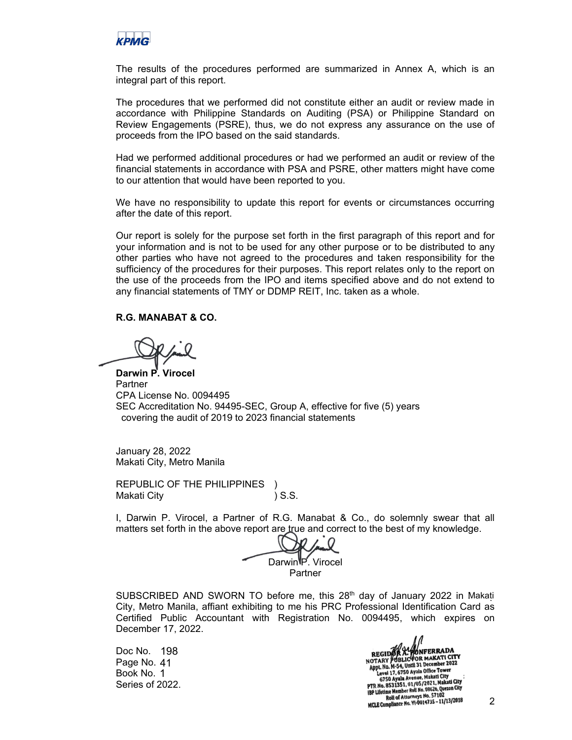The results of the procedures performed are summarized in Annex A, which is an integral part of this report.

The procedures that we performed did not constitute either an audit or review made in accordance with Philippine Standards on Auditing (PSA) or Philippine Standard on Review Engagements (PSRE), thus, we do not express any assurance on the use of proceeds from the IPO based on the said standards.

Had we performed additional procedures or had we performed an audit or review of the financial statements in accordance with PSA and PSRE, other matters might have come to our attention that would have been reported to you.

We have no responsibility to update this report for events or circumstances occurring after the date of this report.

Our report is solely for the purpose set forth in the first paragraph of this report and for your information and is not to be used for any other purpose or to be distributed to any other parties who have not agreed to the procedures and taken responsibility for the sufficiency of the procedures for their purposes. This report relates only to the report on the use of the proceeds from the IPO and items specified above and do not extend to any financial statements of TMY or DDMP REIT, Inc. taken as a whole.

**R.G. MANABAT & CO.**

**Darwin P. Virocel**
Partner
CPA License No. 0094495
SEC Accreditation No. 94495-SEC, Group A, effective for five (5) years
covering the audit of 2019 to 2023 financial statements

January 28, 2022
Makati City, Metro Manila

REPUBLIC OF THE PHILIPPINES )
Makati City ) S.S.

I, Darwin P. Virocel, a Partner of R.G. Manabat & Co., do solemnly swear that all matters set forth in the above report are true and correct to the best of my knowledge.

Darwin P. Virocel
Partner

SUBSCRIBED AND SWORN TO before me, this 28th day of January 2022 in Makati City, Metro Manila, affiant exhibiting to me his PRC Professional Identification Card as Certified Public Accountant with Registration No. 0094495, which expires on December 17, 2022.

Doc No. 198
Page No. 41
Book No. 1
Series of 2022.

REGIDOR A. MONFERRADA
NOTARY PUBLIC FOR MAKATI CITY
Appt. No. M-54, Until 31 December 2022
Level 17, 6750 Ayala Office Tower
6750 Ayala Avenue, Makati City
PTR No. 8531351, 01/05/2021, Makati City
IBP Lifetime Member Roll No. 08626, Quezon City
Roll of Attorneys No. 57102
MCLE Compliance No. VI-0014735 – 11/13/2018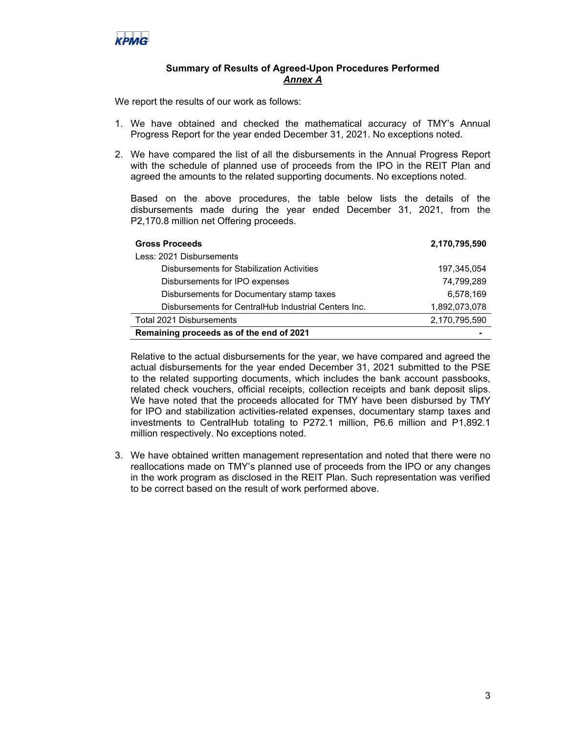## Summary of Results of Agreed-Upon Procedures Performed
### *Annex A*

We report the results of our work as follows:

1. We have obtained and checked the mathematical accuracy of TMY's Annual Progress Report for the year ended December 31, 2021. No exceptions noted.

2. We have compared the list of all the disbursements in the Annual Progress Report with the schedule of planned use of proceeds from the IPO in the REIT Plan and agreed the amounts to the related supporting documents. No exceptions noted.

   Based on the above procedures, the table below lists the details of the disbursements made during the year ended December 31, 2021, from the P2,170.8 million net Offering proceeds.

   | | |
   |---|---:|
   | **Gross Proceeds** | **2,170,795,590** |
   | Less: 2021 Disbursements | |
   | Disbursements for Stabilization Activities | 197,345,054 |
   | Disbursements for IPO expenses | 74,799,289 |
   | Disbursements for Documentary stamp taxes | 6,578,169 |
   | Disbursements for CentralHub Industrial Centers Inc. | 1,892,073,078 |
   | Total 2021 Disbursements | 2,170,795,590 |
   | **Remaining proceeds as of the end of 2021** | **-** |

   Relative to the actual disbursements for the year, we have compared and agreed the actual disbursements for the year ended December 31, 2021 submitted to the PSE to the related supporting documents, which includes the bank account passbooks, related check vouchers, official receipts, collection receipts and bank deposit slips. We have noted that the proceeds allocated for TMY have been disbursed by TMY for IPO and stabilization activities-related expenses, documentary stamp taxes and investments to CentralHub totaling to P272.1 million, P6.6 million and P1,892.1 million respectively. No exceptions noted.

3. We have obtained written management representation and noted that there were no reallocations made on TMY's planned use of proceeds from the IPO or any changes in the work program as disclosed in the REIT Plan. Such representation was verified to be correct based on the result of work performed above.